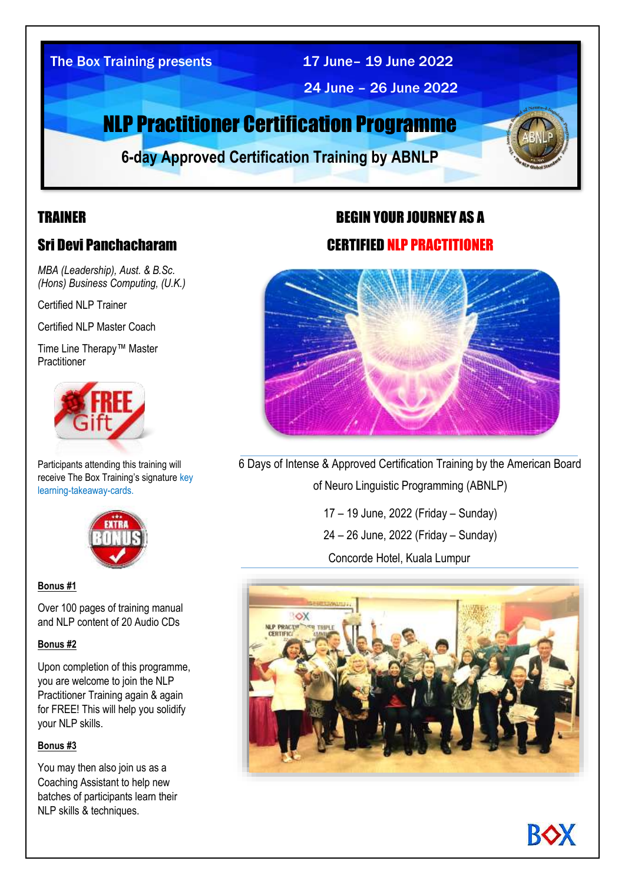The Box Training presents

17 June– 19 June 2022

24 June – 26 June 2022

# NLP Practitioner Certification Programme

## 6-day Approved Certification Training by ABNLP

## TRAINER

### Sri Devi Panchacharam

*MBA (Leadership), Aust. & B.Sc. (Hons) Business Computing, (U.K.)*

Certified NLP Trainer

Certified NLP Master Coach

Time Line Therapy™ Master Practitioner

Participants attending this training will receive The Box Training's signature key learning-takeaway-cards.

**Bonus #1**

Over 100 pages of training manual and NLP content of 20 Audio CDs

**Bonus #2**

Upon completion of this programme, you are welcome to join the NLP Practitioner Training again & again for FREE! This will help you solidify your NLP skills.

**Bonus #3**

You may then also join us as a Coaching Assistant to help new batches of participants learn their NLP skills & techniques.

## BEGIN YOUR JOURNEY AS A CERTIFIED NLP PRACTITIONER

6 Days of Intense & Approved Certification Training by the American Board of Neuro Linguistic Programming (ABNLP)

17 – 19 June, 2022 (Friday – Sunday)

24 – 26 June, 2022 (Friday – Sunday)

Concorde Hotel, Kuala Lumpur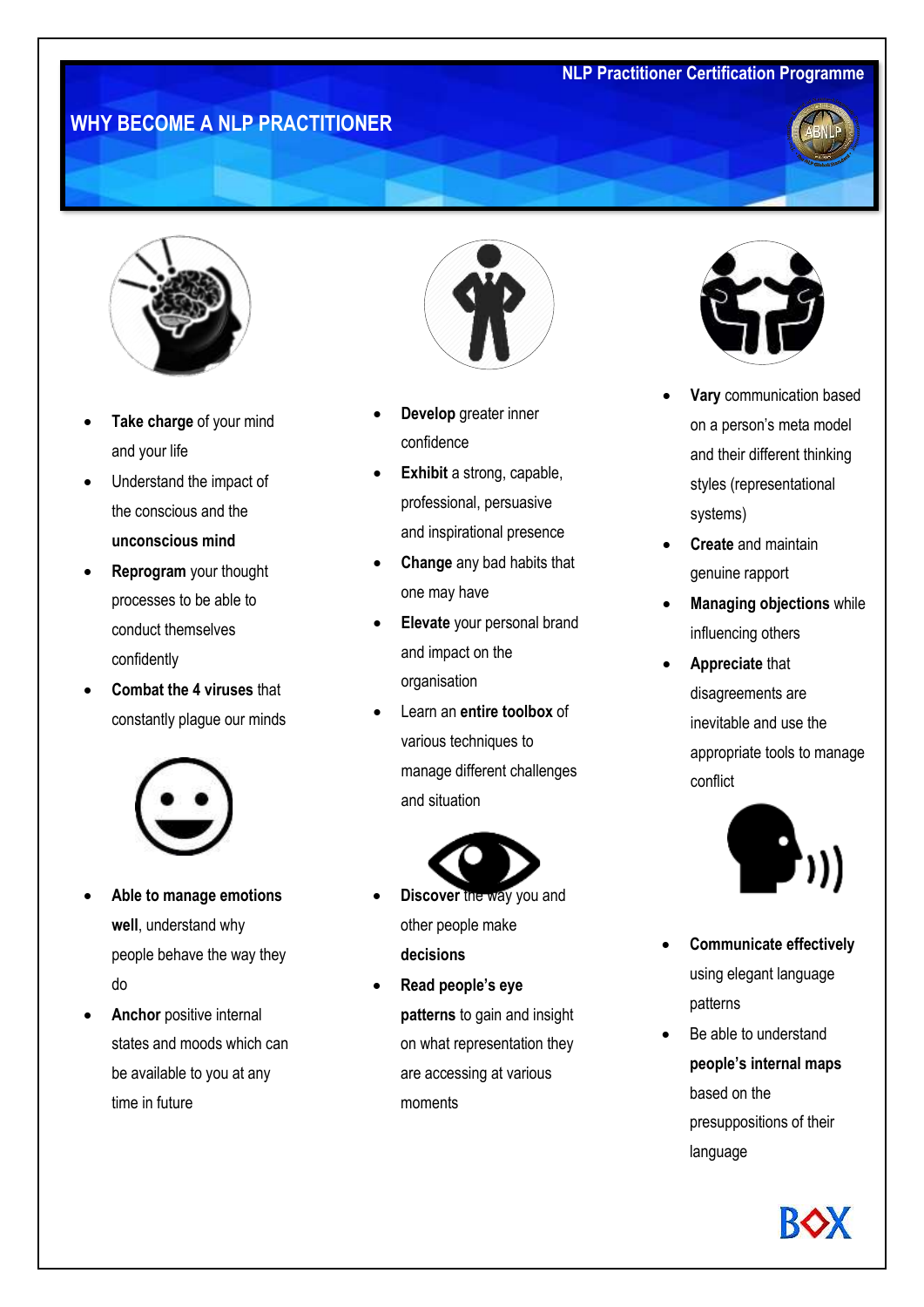NLP Practitioner Certification Programme

# WHY BECOME A NLP PRACTITIONER

- **Take charge** of your mind and your life
- Understand the impact of the conscious and the **unconscious mind**
- **Reprogram** your thought processes to be able to conduct themselves confidently
- **Combat the 4 viruses** that constantly plague our minds

- **Able to manage emotions well**, understand why people behave the way they do
- **Anchor** positive internal states and moods which can be available to you at any time in future

- **Develop** greater inner confidence
- **Exhibit** a strong, capable, professional, persuasive and inspirational presence
- **Change** any bad habits that one may have
- **Elevate** your personal brand and impact on the organisation
- Learn an **entire toolbox** of various techniques to manage different challenges and situation

- **Discover** the way you and other people make **decisions**
- **Read people's eye patterns** to gain and insight on what representation they are accessing at various moments

- **Vary** communication based on a person's meta model and their different thinking styles (representational systems)
- **Create** and maintain genuine rapport
- **Managing objections** while influencing others
- **Appreciate** that disagreements are inevitable and use the appropriate tools to manage conflict

- **Communicate effectively** using elegant language patterns
- Be able to understand **people's internal maps** based on the presuppositions of their language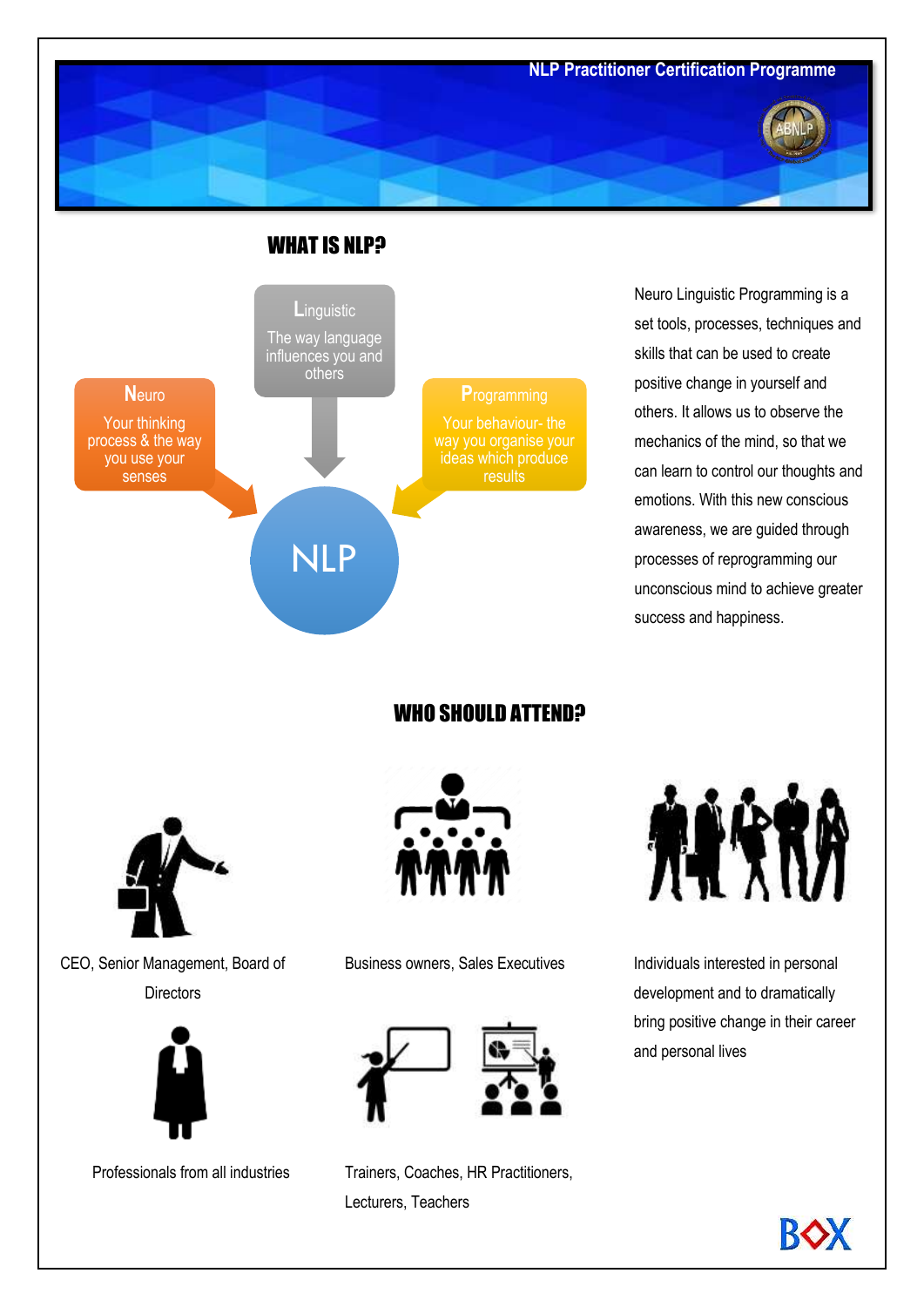## WHAT IS NLP?

**Neuro**
Your thinking process & the way you use your senses

**Linguistic**
The way language influences you and others

**Programming**
Your behaviour- the way you organise your ideas which produce results

NLP

Neuro Linguistic Programming is a set tools, processes, techniques and skills that can be used to create positive change in yourself and others. It allows us to observe the mechanics of the mind, so that we can learn to control our thoughts and emotions. With this new conscious awareness, we are guided through processes of reprogramming our unconscious mind to achieve greater success and happiness.

## WHO SHOULD ATTEND?

CEO, Senior Management, Board of Directors

Business owners, Sales Executives

Individuals interested in personal development and to dramatically bring positive change in their career and personal lives

Professionals from all industries

Trainers, Coaches, HR Practitioners, Lecturers, Teachers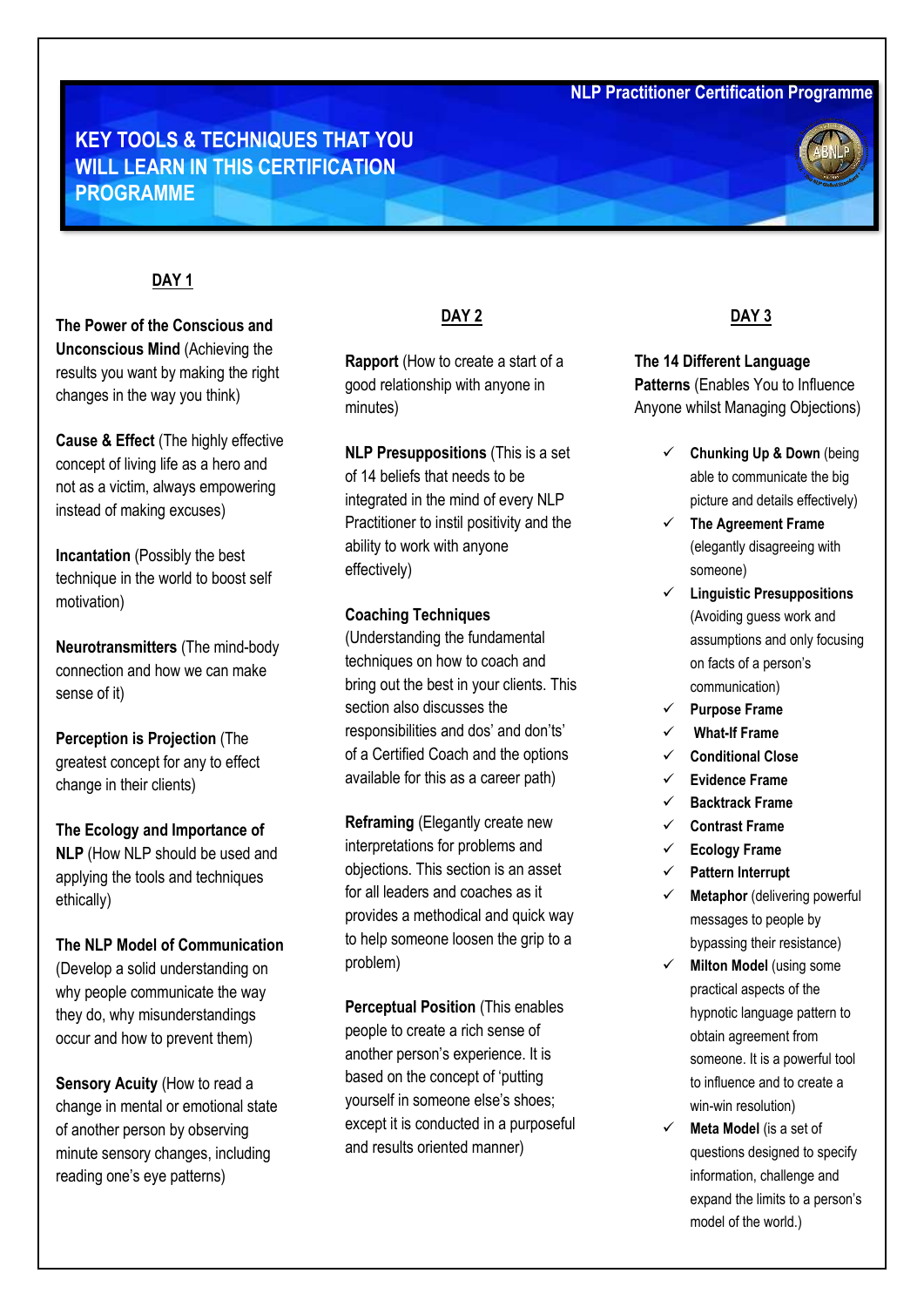NLP Practitioner Certification Programme

# KEY TOOLS & TECHNIQUES THAT YOU WILL LEARN IN THIS CERTIFICATION PROGRAMME

## DAY 1

**The Power of the Conscious and Unconscious Mind** (Achieving the results you want by making the right changes in the way you think)

**Cause & Effect** (The highly effective concept of living life as a hero and not as a victim, always empowering instead of making excuses)

**Incantation** (Possibly the best technique in the world to boost self motivation)

**Neurotransmitters** (The mind-body connection and how we can make sense of it)

**Perception is Projection** (The greatest concept for any to effect change in their clients)

**The Ecology and Importance of NLP** (How NLP should be used and applying the tools and techniques ethically)

**The NLP Model of Communication** (Develop a solid understanding on why people communicate the way they do, why misunderstandings occur and how to prevent them)

**Sensory Acuity** (How to read a change in mental or emotional state of another person by observing minute sensory changes, including reading one's eye patterns)

## DAY 2

**Rapport** (How to create a start of a good relationship with anyone in minutes)

**NLP Presuppositions** (This is a set of 14 beliefs that needs to be integrated in the mind of every NLP Practitioner to instil positivity and the ability to work with anyone effectively)

**Coaching Techniques** (Understanding the fundamental techniques on how to coach and bring out the best in your clients. This section also discusses the responsibilities and dos' and don'ts' of a Certified Coach and the options available for this as a career path)

**Reframing** (Elegantly create new interpretations for problems and objections. This section is an asset for all leaders and coaches as it provides a methodical and quick way to help someone loosen the grip to a problem)

**Perceptual Position** (This enables people to create a rich sense of another person's experience. It is based on the concept of 'putting yourself in someone else's shoes; except it is conducted in a purposeful and results oriented manner)

## DAY 3

**The 14 Different Language Patterns** (Enables You to Influence Anyone whilst Managing Objections)

- ✓ **Chunking Up & Down** (being able to communicate the big picture and details effectively)
- ✓ **The Agreement Frame** (elegantly disagreeing with someone)
- ✓ **Linguistic Presuppositions** (Avoiding guess work and assumptions and only focusing on facts of a person's communication)
- ✓ **Purpose Frame**
- ✓ **What-If Frame**
- ✓ **Conditional Close**
- ✓ **Evidence Frame**
- ✓ **Backtrack Frame**
- ✓ **Contrast Frame**
- ✓ **Ecology Frame**
- ✓ **Pattern Interrupt**
- ✓ **Metaphor** (delivering powerful messages to people by bypassing their resistance)
- ✓ **Milton Model** (using some practical aspects of the hypnotic language pattern to obtain agreement from someone. It is a powerful tool to influence and to create a win-win resolution)
- ✓ **Meta Model** (is a set of questions designed to specify information, challenge and expand the limits to a person's model of the world.)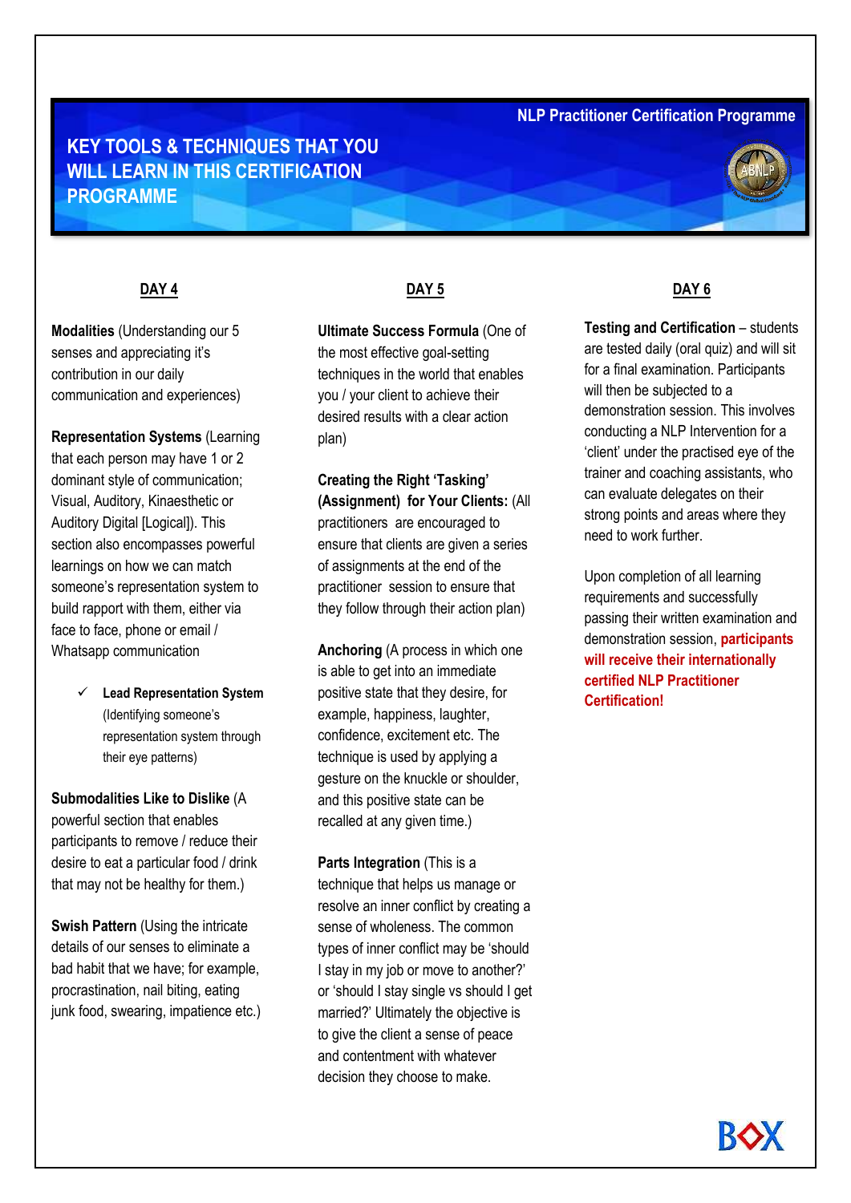NLP Practitioner Certification Programme

# KEY TOOLS & TECHNIQUES THAT YOU WILL LEARN IN THIS CERTIFICATION PROGRAMME

## DAY 4

**Modalities** (Understanding our 5 senses and appreciating it's contribution in our daily communication and experiences)

**Representation Systems** (Learning that each person may have 1 or 2 dominant style of communication; Visual, Auditory, Kinaesthetic or Auditory Digital [Logical]). This section also encompasses powerful learnings on how we can match someone's representation system to build rapport with them, either via face to face, phone or email / Whatsapp communication

- ✓ **Lead Representation System** (Identifying someone's representation system through their eye patterns)

**Submodalities Like to Dislike** (A powerful section that enables participants to remove / reduce their desire to eat a particular food / drink that may not be healthy for them.)

**Swish Pattern** (Using the intricate details of our senses to eliminate a bad habit that we have; for example, procrastination, nail biting, eating junk food, swearing, impatience etc.)

## DAY 5

**Ultimate Success Formula** (One of the most effective goal-setting techniques in the world that enables you / your client to achieve their desired results with a clear action plan)

**Creating the Right 'Tasking' (Assignment) for Your Clients:** (All practitioners are encouraged to ensure that clients are given a series of assignments at the end of the practitioner session to ensure that they follow through their action plan)

**Anchoring** (A process in which one is able to get into an immediate positive state that they desire, for example, happiness, laughter, confidence, excitement etc. The technique is used by applying a gesture on the knuckle or shoulder, and this positive state can be recalled at any given time.)

**Parts Integration** (This is a technique that helps us manage or resolve an inner conflict by creating a sense of wholeness. The common types of inner conflict may be 'should I stay in my job or move to another?' or 'should I stay single vs should I get married?' Ultimately the objective is to give the client a sense of peace and contentment with whatever decision they choose to make.

## DAY 6

**Testing and Certification** – students are tested daily (oral quiz) and will sit for a final examination. Participants will then be subjected to a demonstration session. This involves conducting a NLP Intervention for a 'client' under the practised eye of the trainer and coaching assistants, who can evaluate delegates on their strong points and areas where they need to work further.

Upon completion of all learning requirements and successfully passing their written examination and demonstration session, **participants will receive their internationally certified NLP Practitioner Certification!**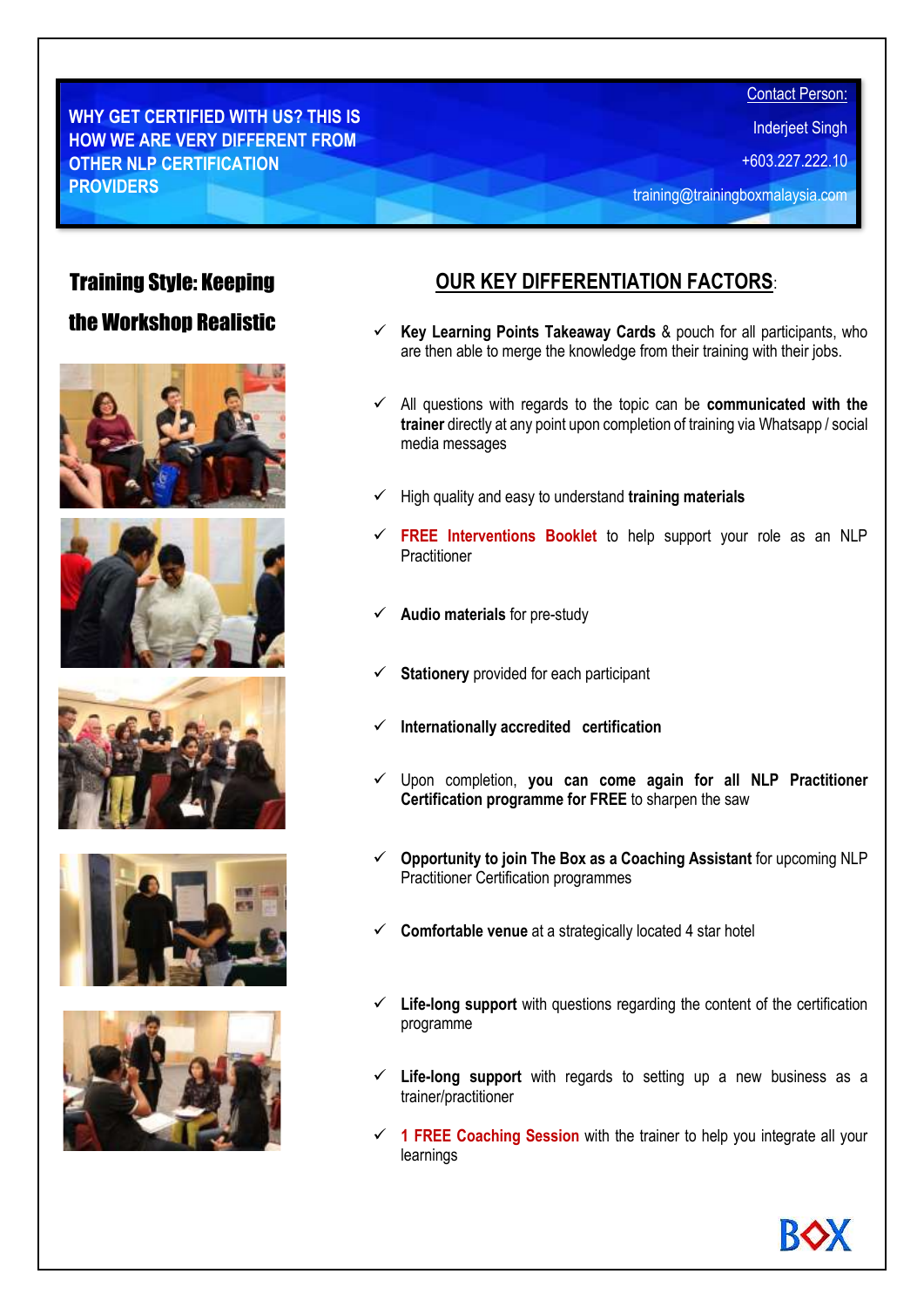**WHY GET CERTIFIED WITH US? THIS IS HOW WE ARE VERY DIFFERENT FROM OTHER NLP CERTIFICATION PROVIDERS**

Contact Person:

Inderjeet Singh

+603.227.222.10

training@trainingboxmalaysia.com

## Training Style: Keeping the Workshop Realistic

## OUR KEY DIFFERENTIATION FACTORS:

- ✓ **Key Learning Points Takeaway Cards** & pouch for all participants, who are then able to merge the knowledge from their training with their jobs.
- ✓ All questions with regards to the topic can be **communicated with the trainer** directly at any point upon completion of training via Whatsapp / social media messages
- ✓ High quality and easy to understand **training materials**
- ✓ **FREE Interventions Booklet** to help support your role as an NLP Practitioner
- ✓ **Audio materials** for pre-study
- ✓ **Stationery** provided for each participant
- ✓ **Internationally accredited certification**
- ✓ Upon completion, **you can come again for all NLP Practitioner Certification programme for FREE** to sharpen the saw
- ✓ **Opportunity to join The Box as a Coaching Assistant** for upcoming NLP Practitioner Certification programmes
- ✓ **Comfortable venue** at a strategically located 4 star hotel
- ✓ **Life-long support** with questions regarding the content of the certification programme
- ✓ **Life-long support** with regards to setting up a new business as a trainer/practitioner
- ✓ **1 FREE Coaching Session** with the trainer to help you integrate all your learnings

BOX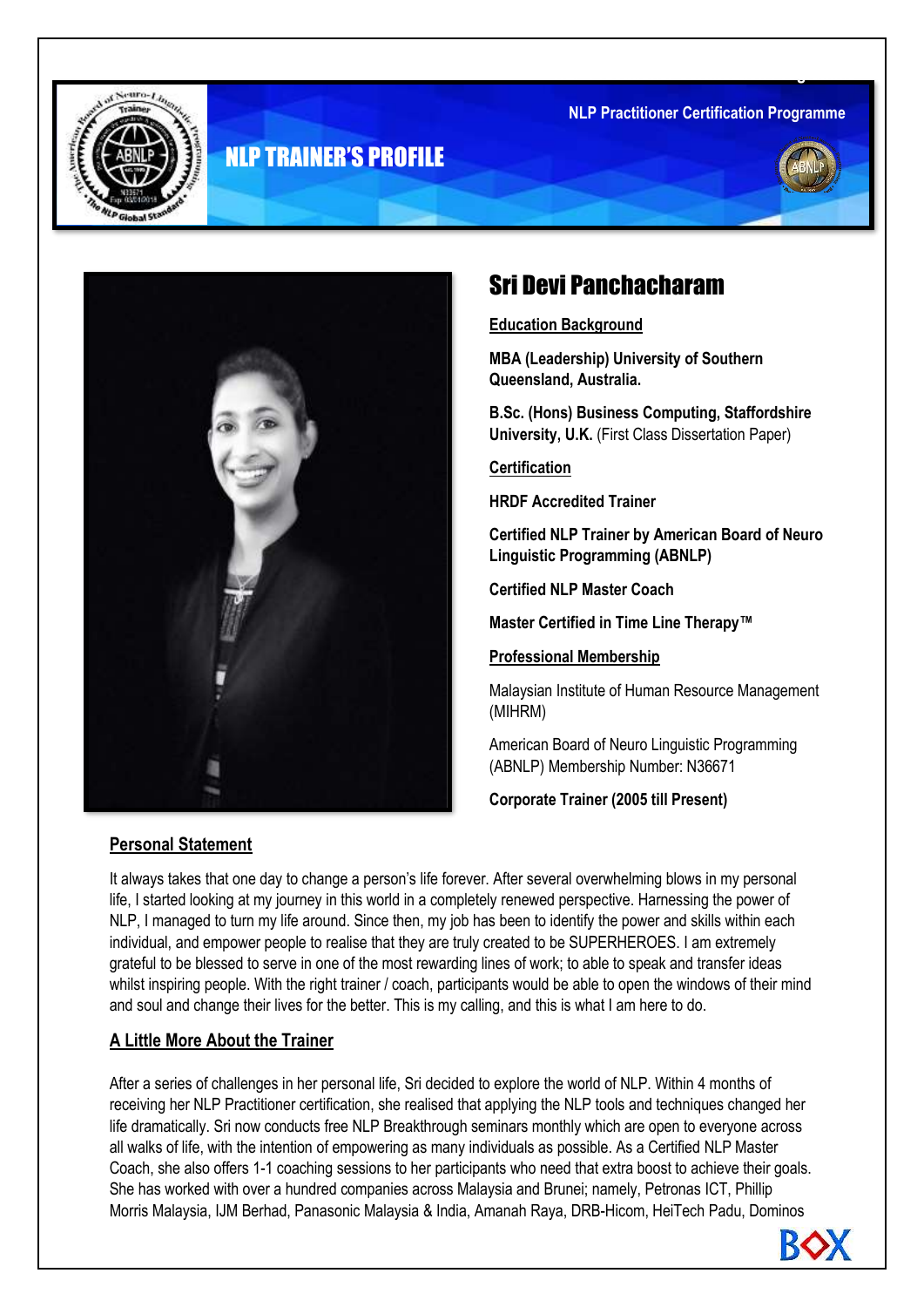NLP Practitioner Certification Programme

# NLP TRAINER'S PROFILE

## Sri Devi Panchacharam

**Education Background**

**MBA (Leadership) University of Southern Queensland, Australia.**

**B.Sc. (Hons) Business Computing, Staffordshire University, U.K.** (First Class Dissertation Paper)

**Certification**

**HRDF Accredited Trainer**

**Certified NLP Trainer by American Board of Neuro Linguistic Programming (ABNLP)**

**Certified NLP Master Coach**

**Master Certified in Time Line Therapy™**

**Professional Membership**

Malaysian Institute of Human Resource Management (MIHRM)

American Board of Neuro Linguistic Programming (ABNLP) Membership Number: N36671

**Corporate Trainer (2005 till Present)**

### Personal Statement

It always takes that one day to change a person's life forever. After several overwhelming blows in my personal life, I started looking at my journey in this world in a completely renewed perspective. Harnessing the power of NLP, I managed to turn my life around. Since then, my job has been to identify the power and skills within each individual, and empower people to realise that they are truly created to be SUPERHEROES. I am extremely grateful to be blessed to serve in one of the most rewarding lines of work; to able to speak and transfer ideas whilst inspiring people. With the right trainer / coach, participants would be able to open the windows of their mind and soul and change their lives for the better. This is my calling, and this is what I am here to do.

### A Little More About the Trainer

After a series of challenges in her personal life, Sri decided to explore the world of NLP. Within 4 months of receiving her NLP Practitioner certification, she realised that applying the NLP tools and techniques changed her life dramatically. Sri now conducts free NLP Breakthrough seminars monthly which are open to everyone across all walks of life, with the intention of empowering as many individuals as possible. As a Certified NLP Master Coach, she also offers 1-1 coaching sessions to her participants who need that extra boost to achieve their goals. She has worked with over a hundred companies across Malaysia and Brunei; namely, Petronas ICT, Phillip Morris Malaysia, IJM Berhad, Panasonic Malaysia & India, Amanah Raya, DRB-Hicom, HeiTech Padu, Dominos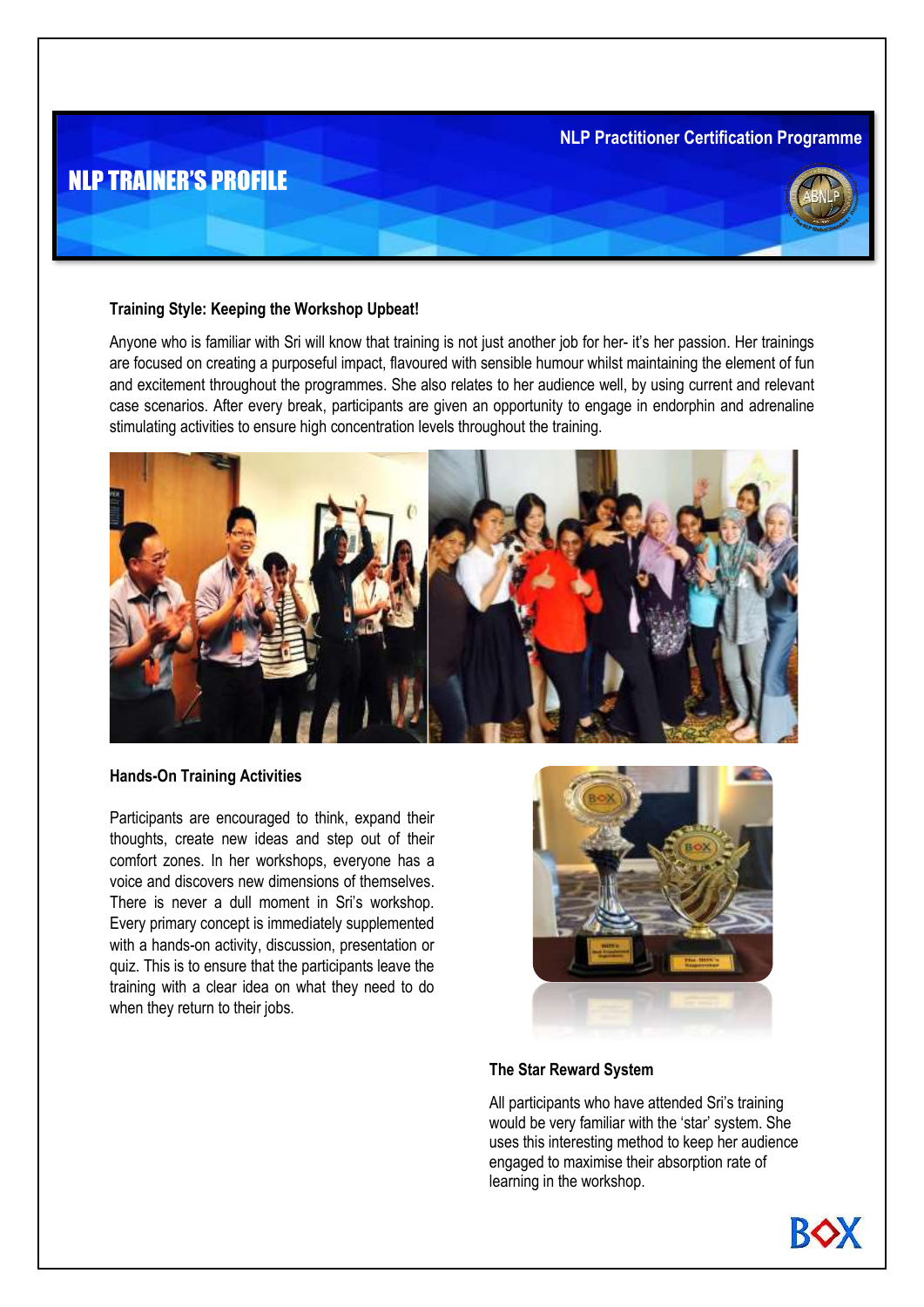# NLP TRAINER'S PROFILE

NLP Practitioner Certification Programme

### Training Style: Keeping the Workshop Upbeat!

Anyone who is familiar with Sri will know that training is not just another job for her- it's her passion. Her trainings are focused on creating a purposeful impact, flavoured with sensible humour whilst maintaining the element of fun and excitement throughout the programmes. She also relates to her audience well, by using current and relevant case scenarios. After every break, participants are given an opportunity to engage in endorphin and adrenaline stimulating activities to ensure high concentration levels throughout the training.

### Hands-On Training Activities

Participants are encouraged to think, expand their thoughts, create new ideas and step out of their comfort zones. In her workshops, everyone has a voice and discovers new dimensions of themselves. There is never a dull moment in Sri's workshop. Every primary concept is immediately supplemented with a hands-on activity, discussion, presentation or quiz. This is to ensure that the participants leave the training with a clear idea on what they need to do when they return to their jobs.

### The Star Reward System

All participants who have attended Sri's training would be very familiar with the 'star' system. She uses this interesting method to keep her audience engaged to maximise their absorption rate of learning in the workshop.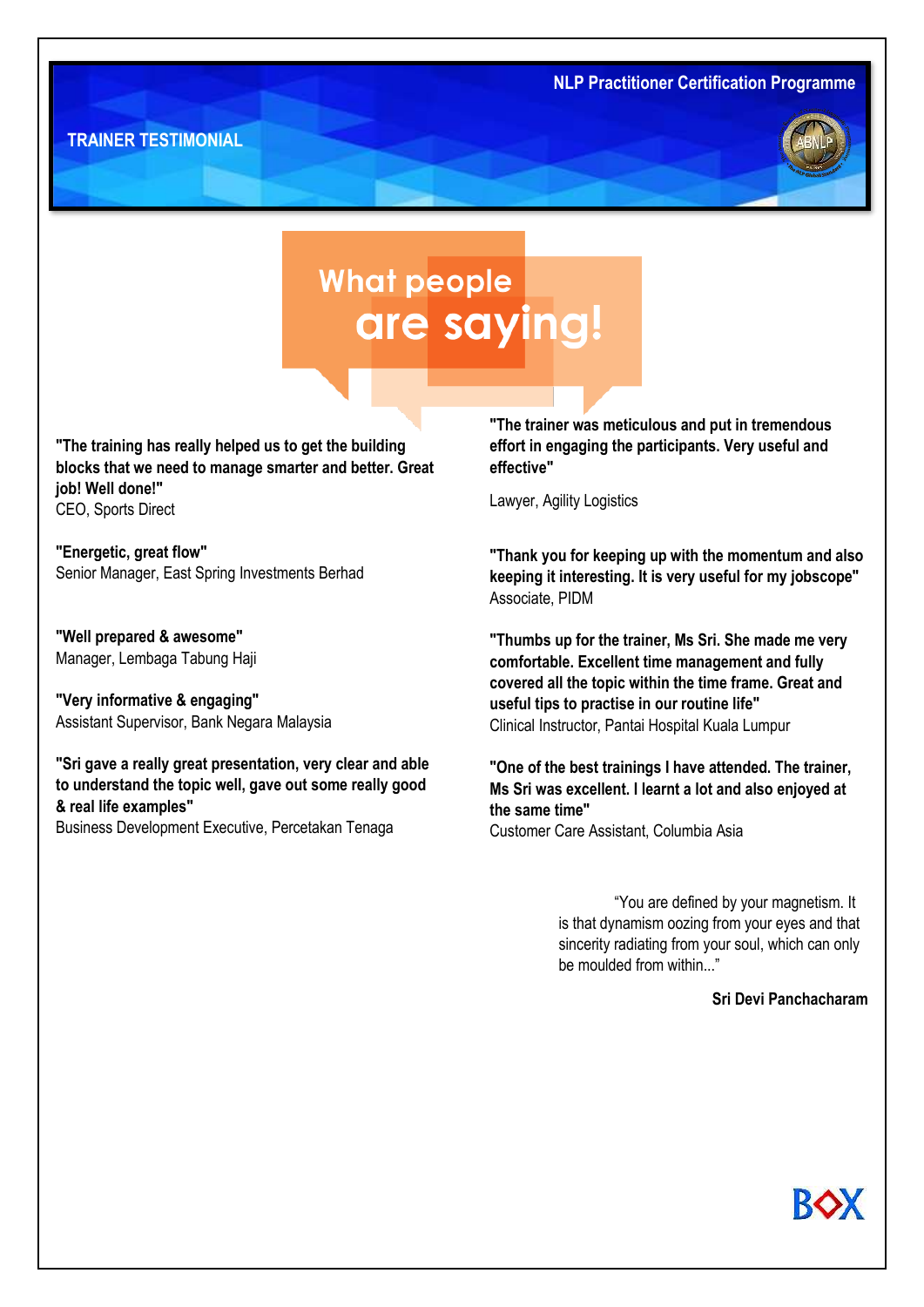## TRAINER TESTIMONIAL

# What people are saying!

**"The training has really helped us to get the building blocks that we need to manage smarter and better. Great job! Well done!"**
CEO, Sports Direct

**"Energetic, great flow"**
Senior Manager, East Spring Investments Berhad

**"Well prepared & awesome"**
Manager, Lembaga Tabung Haji

**"Very informative & engaging"**
Assistant Supervisor, Bank Negara Malaysia

**"Sri gave a really great presentation, very clear and able to understand the topic well, gave out some really good & real life examples"**
Business Development Executive, Percetakan Tenaga

**"The trainer was meticulous and put in tremendous effort in engaging the participants. Very useful and effective"**

Lawyer, Agility Logistics

**"Thank you for keeping up with the momentum and also keeping it interesting. It is very useful for my jobscope"**
Associate, PIDM

**"Thumbs up for the trainer, Ms Sri. She made me very comfortable. Excellent time management and fully covered all the topic within the time frame. Great and useful tips to practise in our routine life"**
Clinical Instructor, Pantai Hospital Kuala Lumpur

**"One of the best trainings I have attended. The trainer, Ms Sri was excellent. I learnt a lot and also enjoyed at the same time"**
Customer Care Assistant, Columbia Asia

"You are defined by your magnetism. It is that dynamism oozing from your eyes and that sincerity radiating from your soul, which can only be moulded from within..."

**Sri Devi Panchacharam**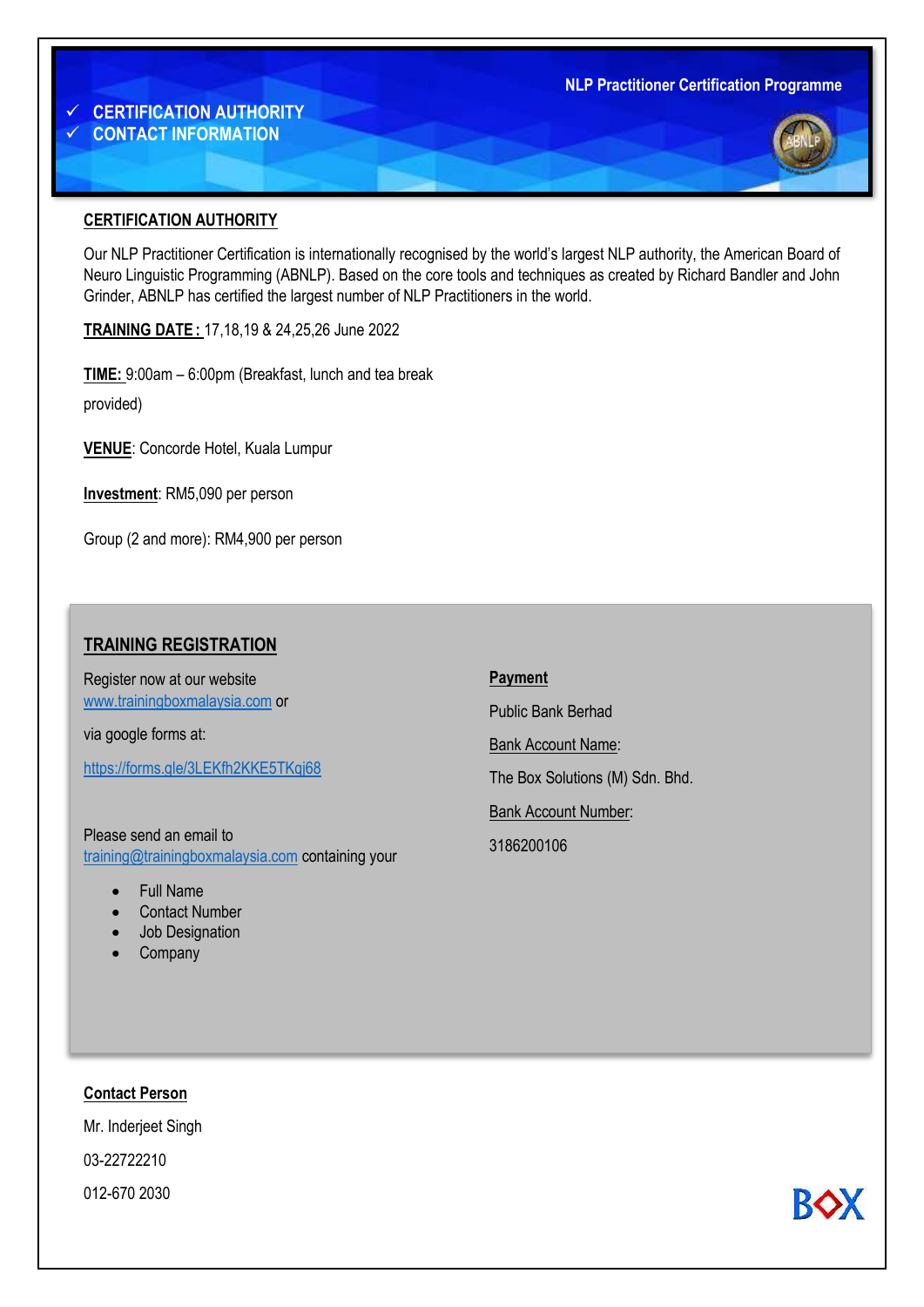NLP Practitioner Certification Programme

- ✓ CERTIFICATION AUTHORITY
- ✓ CONTACT INFORMATION

## CERTIFICATION AUTHORITY

Our NLP Practitioner Certification is internationally recognised by the world's largest NLP authority, the American Board of Neuro Linguistic Programming (ABNLP). Based on the core tools and techniques as created by Richard Bandler and John Grinder, ABNLP has certified the largest number of NLP Practitioners in the world.

**TRAINING DATE :** 17,18,19 & 24,25,26 June 2022

**TIME:** 9:00am – 6:00pm (Breakfast, lunch and tea break provided)

**VENUE**: Concorde Hotel, Kuala Lumpur

**Investment**: RM5,090 per person

Group (2 and more): RM4,900 per person

## TRAINING REGISTRATION

Register now at our website www.trainingboxmalaysia.com or

via google forms at:

https://forms.gle/3LEKfh2KKE5TKqj68

Please send an email to training@trainingboxmalaysia.com containing your

- Full Name
- Contact Number
- Job Designation
- Company

**Payment**

Public Bank Berhad

Bank Account Name:

The Box Solutions (M) Sdn. Bhd.

Bank Account Number:

3186200106

**Contact Person**

Mr. Inderjeet Singh

03-22722210

012-670 2030

BOX